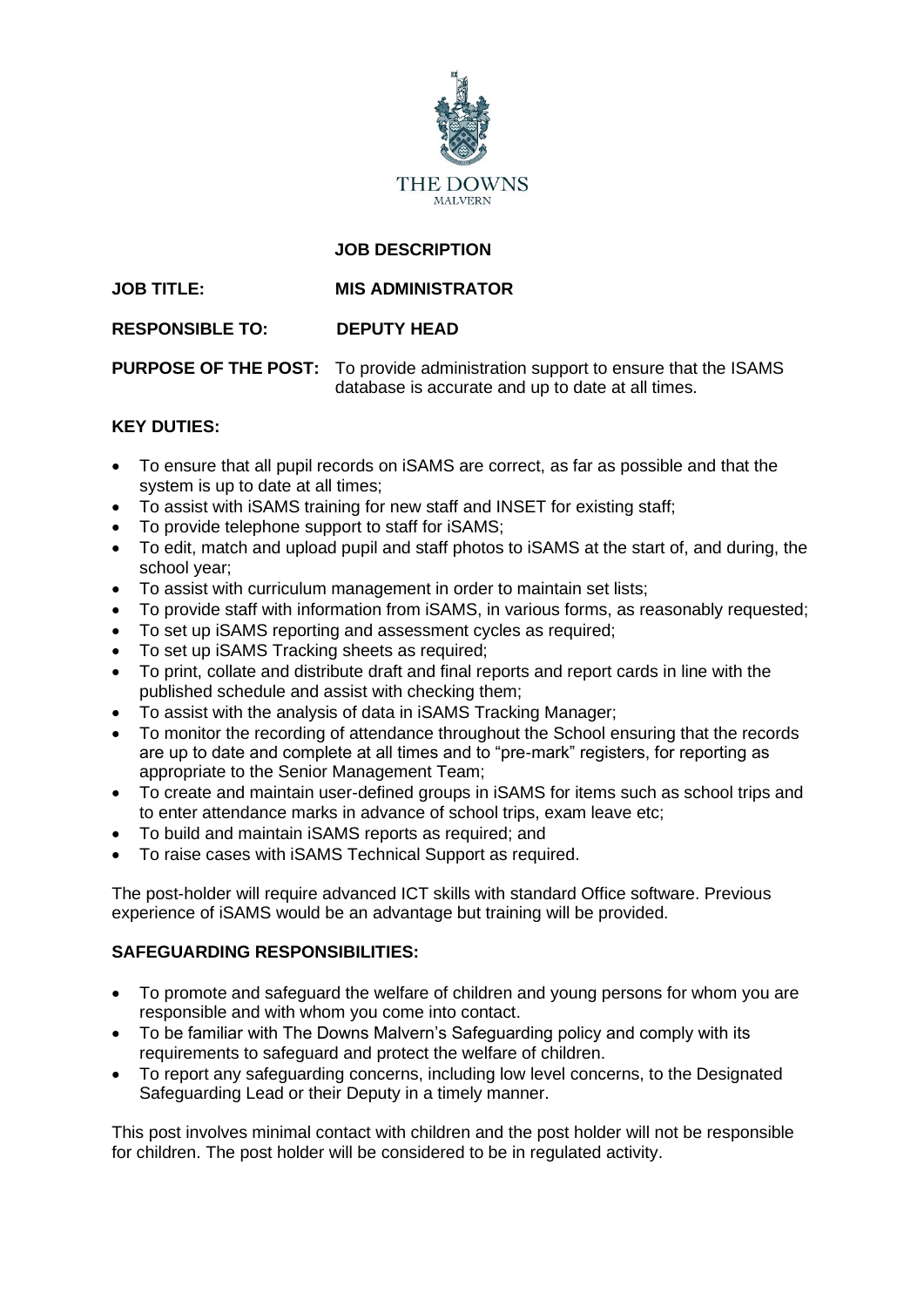THE DOWNS
MALVERN

# JOB DESCRIPTION

**JOB TITLE:** **MIS ADMINISTRATOR**

**RESPONSIBLE TO:** **DEPUTY HEAD**

**PURPOSE OF THE POST:** To provide administration support to ensure that the ISAMS database is accurate and up to date at all times.

## KEY DUTIES:

- To ensure that all pupil records on iSAMS are correct, as far as possible and that the system is up to date at all times;
- To assist with iSAMS training for new staff and INSET for existing staff;
- To provide telephone support to staff for iSAMS;
- To edit, match and upload pupil and staff photos to iSAMS at the start of, and during, the school year;
- To assist with curriculum management in order to maintain set lists;
- To provide staff with information from iSAMS, in various forms, as reasonably requested;
- To set up iSAMS reporting and assessment cycles as required;
- To set up iSAMS Tracking sheets as required;
- To print, collate and distribute draft and final reports and report cards in line with the published schedule and assist with checking them;
- To assist with the analysis of data in iSAMS Tracking Manager;
- To monitor the recording of attendance throughout the School ensuring that the records are up to date and complete at all times and to "pre-mark" registers, for reporting as appropriate to the Senior Management Team;
- To create and maintain user-defined groups in iSAMS for items such as school trips and to enter attendance marks in advance of school trips, exam leave etc;
- To build and maintain iSAMS reports as required; and
- To raise cases with iSAMS Technical Support as required.

The post-holder will require advanced ICT skills with standard Office software. Previous experience of iSAMS would be an advantage but training will be provided.

## SAFEGUARDING RESPONSIBILITIES:

- To promote and safeguard the welfare of children and young persons for whom you are responsible and with whom you come into contact.
- To be familiar with The Downs Malvern's Safeguarding policy and comply with its requirements to safeguard and protect the welfare of children.
- To report any safeguarding concerns, including low level concerns, to the Designated Safeguarding Lead or their Deputy in a timely manner.

This post involves minimal contact with children and the post holder will not be responsible for children. The post holder will be considered to be in regulated activity.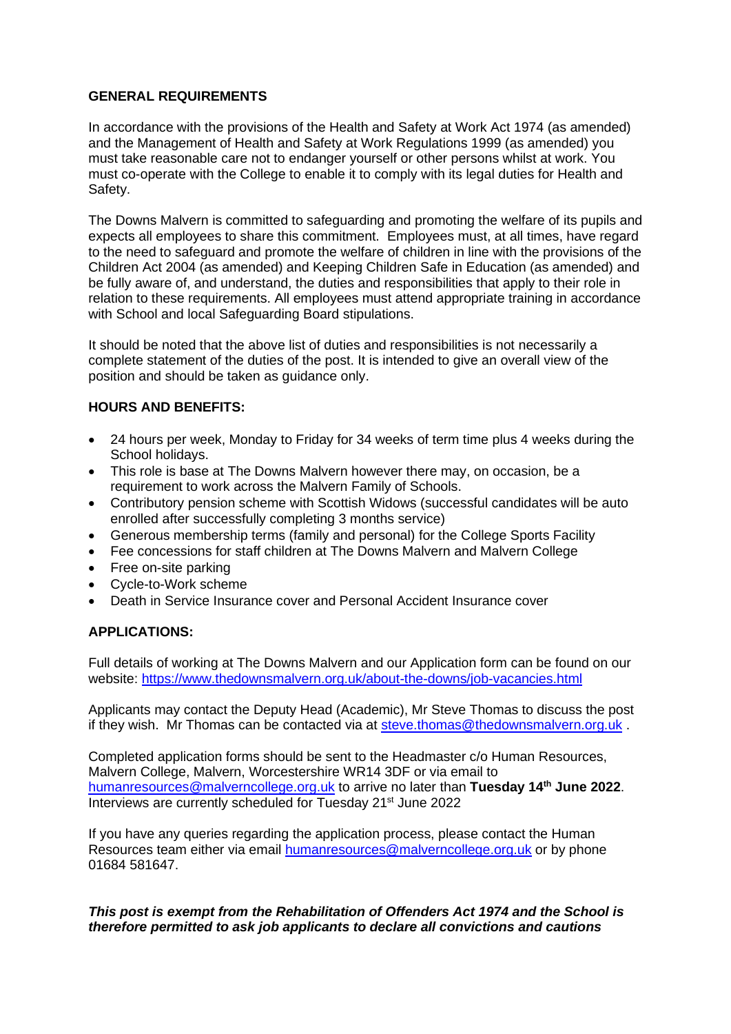## GENERAL REQUIREMENTS

In accordance with the provisions of the Health and Safety at Work Act 1974 (as amended) and the Management of Health and Safety at Work Regulations 1999 (as amended) you must take reasonable care not to endanger yourself or other persons whilst at work. You must co-operate with the College to enable it to comply with its legal duties for Health and Safety.

The Downs Malvern is committed to safeguarding and promoting the welfare of its pupils and expects all employees to share this commitment. Employees must, at all times, have regard to the need to safeguard and promote the welfare of children in line with the provisions of the Children Act 2004 (as amended) and Keeping Children Safe in Education (as amended) and be fully aware of, and understand, the duties and responsibilities that apply to their role in relation to these requirements. All employees must attend appropriate training in accordance with School and local Safeguarding Board stipulations.

It should be noted that the above list of duties and responsibilities is not necessarily a complete statement of the duties of the post. It is intended to give an overall view of the position and should be taken as guidance only.

## HOURS AND BENEFITS:

- 24 hours per week, Monday to Friday for 34 weeks of term time plus 4 weeks during the School holidays.
- This role is base at The Downs Malvern however there may, on occasion, be a requirement to work across the Malvern Family of Schools.
- Contributory pension scheme with Scottish Widows (successful candidates will be auto enrolled after successfully completing 3 months service)
- Generous membership terms (family and personal) for the College Sports Facility
- Fee concessions for staff children at The Downs Malvern and Malvern College
- Free on-site parking
- Cycle-to-Work scheme
- Death in Service Insurance cover and Personal Accident Insurance cover

## APPLICATIONS:

Full details of working at The Downs Malvern and our Application form can be found on our website: https://www.thedownsmalvern.org.uk/about-the-downs/job-vacancies.html

Applicants may contact the Deputy Head (Academic), Mr Steve Thomas to discuss the post if they wish. Mr Thomas can be contacted via at steve.thomas@thedownsmalvern.org.uk .

Completed application forms should be sent to the Headmaster c/o Human Resources, Malvern College, Malvern, Worcestershire WR14 3DF or via email to humanresources@malverncollege.org.uk to arrive no later than **Tuesday 14th June 2022**. Interviews are currently scheduled for Tuesday 21st June 2022

If you have any queries regarding the application process, please contact the Human Resources team either via email humanresources@malverncollege.org.uk or by phone 01684 581647.

***This post is exempt from the Rehabilitation of Offenders Act 1974 and the School is therefore permitted to ask job applicants to declare all convictions and cautions***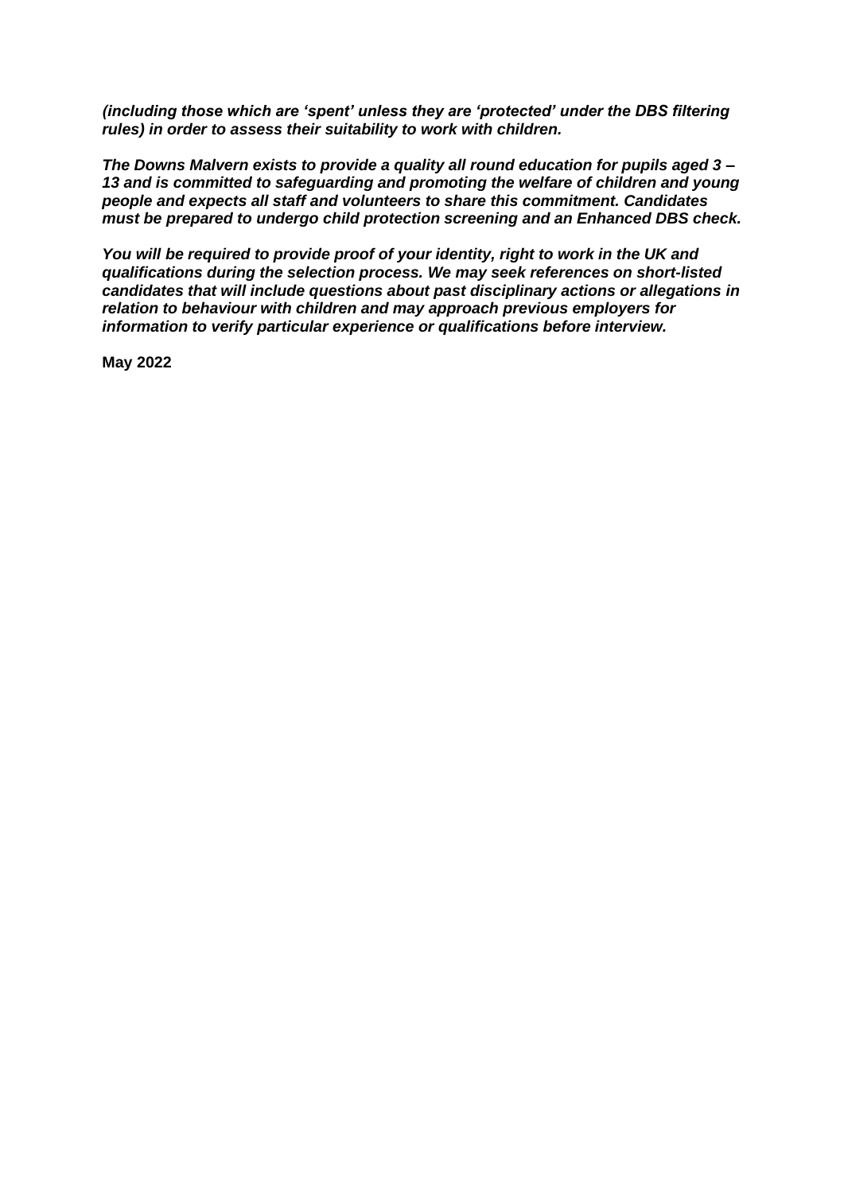*(including those which are 'spent' unless they are 'protected' under the DBS filtering rules) in order to assess their suitability to work with children.*

***The Downs Malvern exists to provide a quality all round education for pupils aged 3 – 13 and is committed to safeguarding and promoting the welfare of children and young people and expects all staff and volunteers to share this commitment. Candidates must be prepared to undergo child protection screening and an Enhanced DBS check.***

***You will be required to provide proof of your identity, right to work in the UK and qualifications during the selection process. We may seek references on short-listed candidates that will include questions about past disciplinary actions or allegations in relation to behaviour with children and may approach previous employers for information to verify particular experience or qualifications before interview.***

**May 2022**